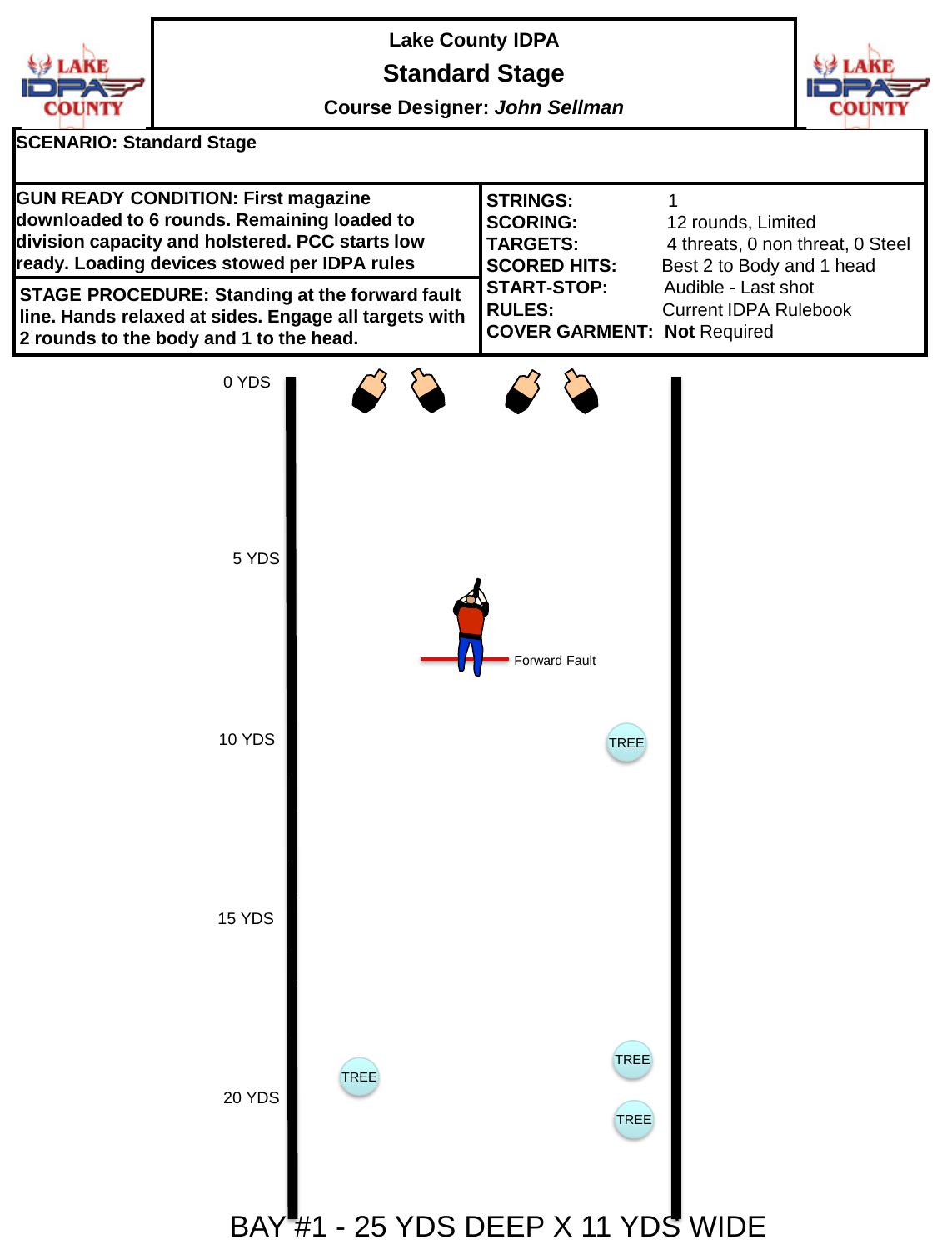# Lake County IDPA

## Standard Stage

**Course Designer:** *John Sellman*

**SCENARIO: Standard Stage**

**GUN READY CONDITION: First magazine downloaded to 6 rounds. Remaining loaded to division capacity and holstered. PCC starts low ready. Loading devices stowed per IDPA rules**

**STAGE PROCEDURE: Standing at the forward fault line. Hands relaxed at sides. Engage all targets with 2 rounds to the body and 1 to the head.**

| | |
|---|---|
| **STRINGS:** | 1 |
| **SCORING:** | 12 rounds, Limited |
| **TARGETS:** | 4 threats, 0 non threat, 0 Steel |
| **SCORED HITS:** | Best 2 to Body and 1 head |
| **START-STOP:** | Audible - Last shot |
| **RULES:** | Current IDPA Rulebook |
| **COVER GARMENT:** | **Not** Required |

0 YDS

5 YDS

Forward Fault

10 YDS

TREE

15 YDS

TREE

TREE

20 YDS

TREE

BAY #1 - 25 YDS DEEP X 11 YDS WIDE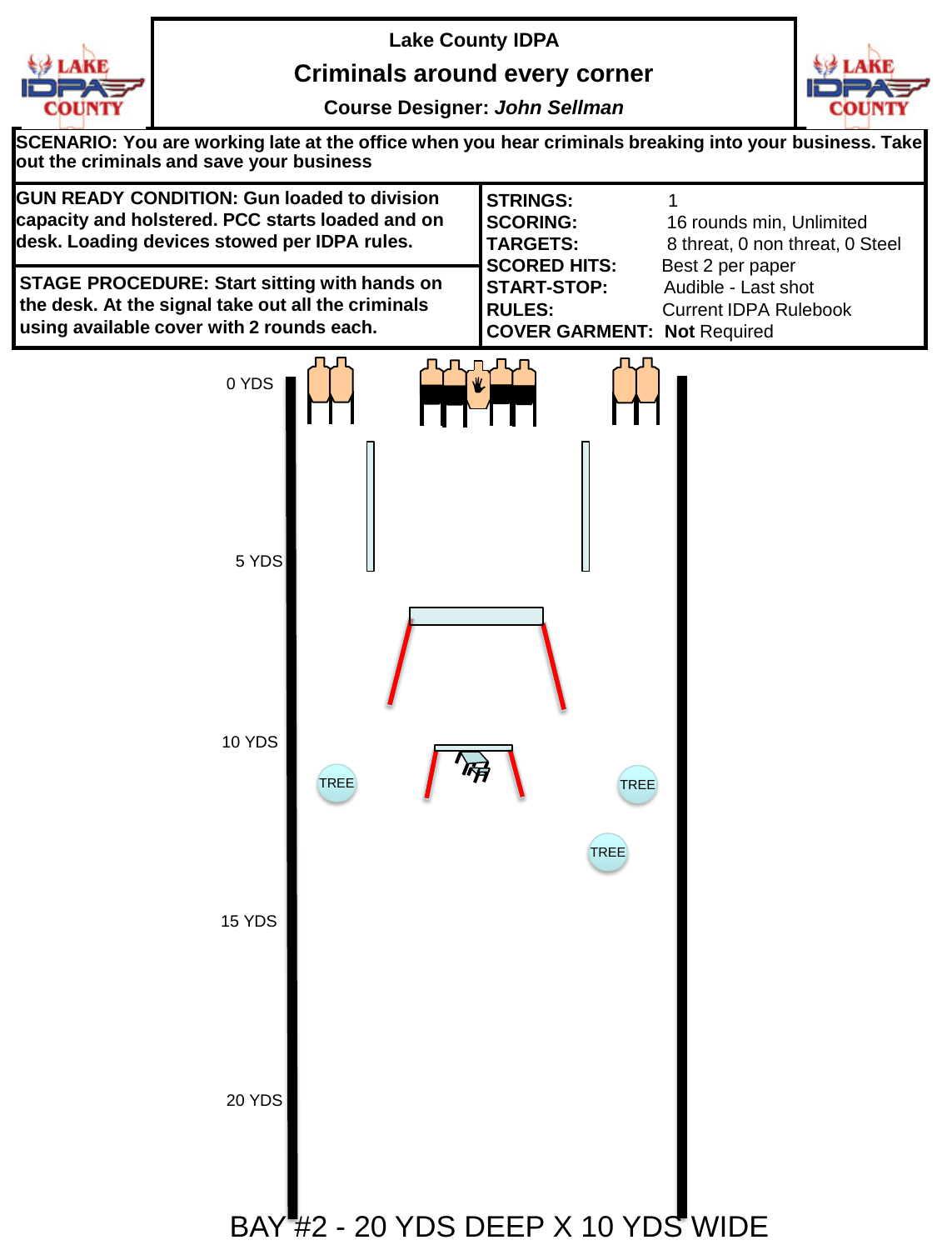Lake County IDPA

# Criminals around every corner

**Course Designer:** ***John Sellman***

**SCENARIO: You are working late at the office when you hear criminals breaking into your business. Take out the criminals and save your business**

**GUN READY CONDITION: Gun loaded to division capacity and holstered. PCC starts loaded and on desk. Loading devices stowed per IDPA rules.**

**STAGE PROCEDURE: Start sitting with hands on the desk. At the signal take out all the criminals using available cover with 2 rounds each.**

| | |
|---|---|
| **STRINGS:** | 1 |
| **SCORING:** | 16 rounds min, Unlimited |
| **TARGETS:** | 8 threat, 0 non threat, 0 Steel |
| **SCORED HITS:** | Best 2 per paper |
| **START-STOP:** | Audible - Last shot |
| **RULES:** | Current IDPA Rulebook |
| **COVER GARMENT:** | **Not** Required |

0 YDS

5 YDS

10 YDS

TREE

TREE

TREE

15 YDS

20 YDS

BAY #2 - 20 YDS DEEP X 10 YDS WIDE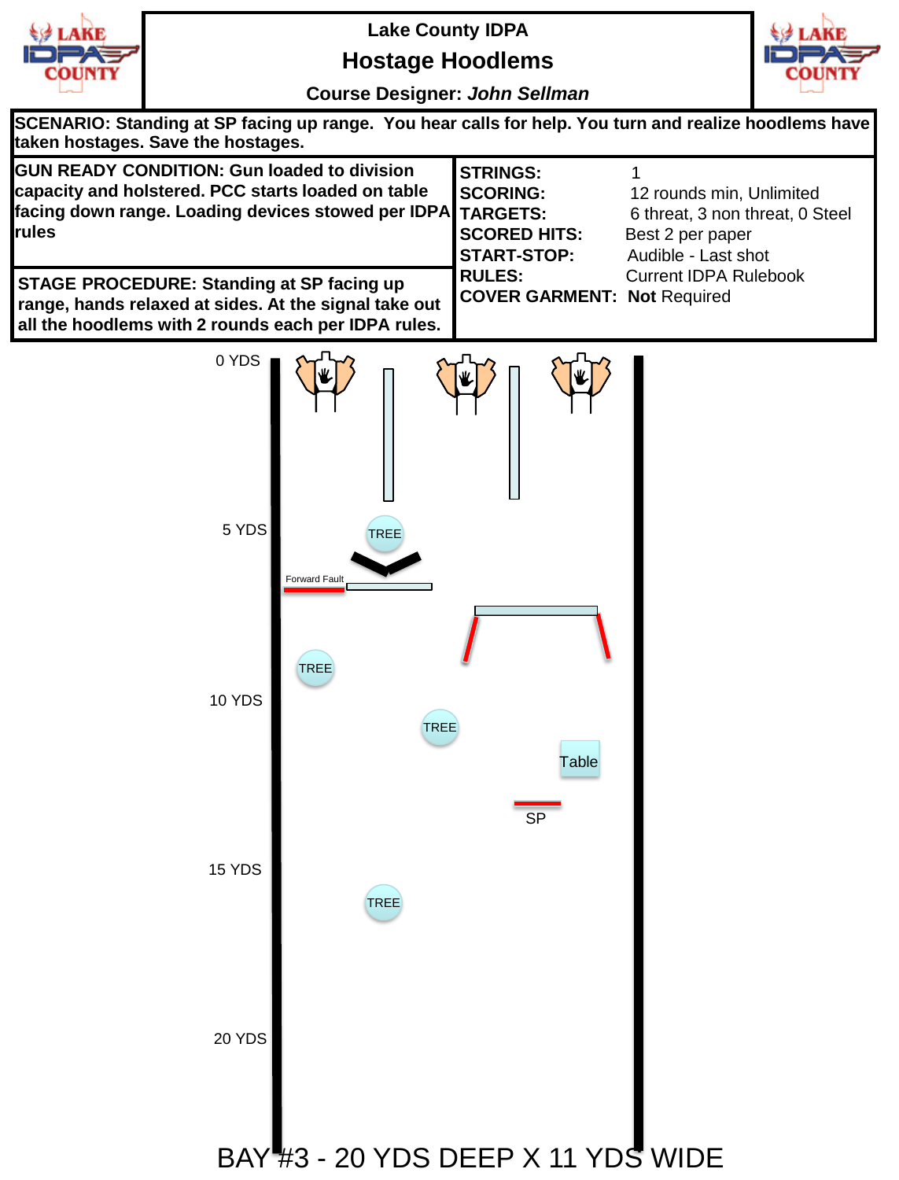# Lake County IDPA

## Hostage Hoodlems

**Course Designer:** *John Sellman*

**SCENARIO:** Standing at SP facing up range. You hear calls for help. You turn and realize hoodlems have taken hostages. Save the hostages.

**GUN READY CONDITION:** Gun loaded to division capacity and holstered. PCC starts loaded on table facing down range. Loading devices stowed per IDPA rules

**STAGE PROCEDURE:** Standing at SP facing up range, hands relaxed at sides. At the signal take out all the hoodlems with 2 rounds each per IDPA rules.

| | |
|---|---|
| **STRINGS:** | 1 |
| **SCORING:** | 12 rounds min, Unlimited |
| **TARGETS:** | 6 threat, 3 non threat, 0 Steel |
| **SCORED HITS:** | Best 2 per paper |
| **START-STOP:** | Audible - Last shot |
| **RULES:** | Current IDPA Rulebook |
| **COVER GARMENT:** | **Not** Required |

0 YDS

5 YDS

TREE

Forward Fault

TREE

10 YDS

TREE

Table

SP

15 YDS

TREE

20 YDS

BAY #3 - 20 YDS DEEP X 11 YDS WIDE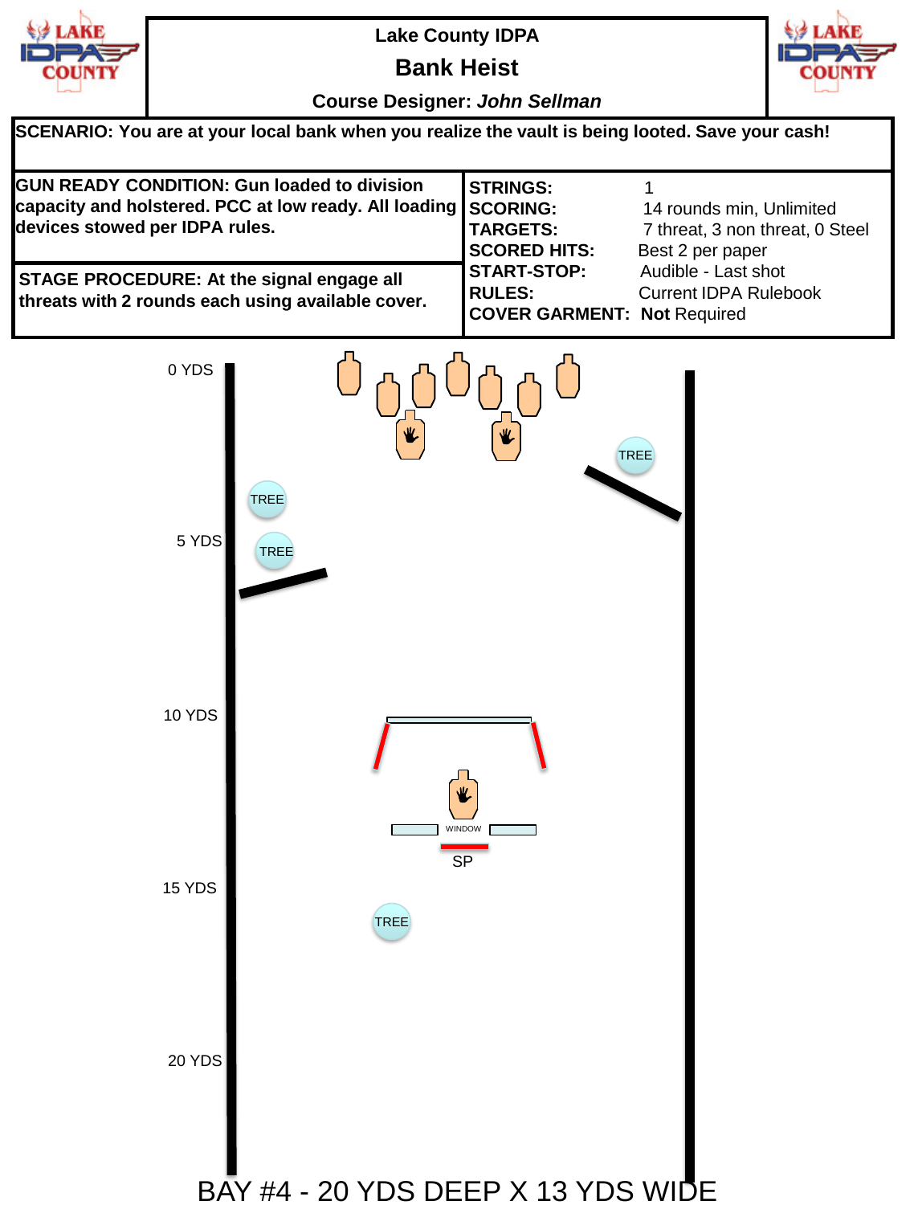# Lake County IDPA

## Bank Heist

**Course Designer:** *John Sellman*

**SCENARIO: You are at your local bank when you realize the vault is being looted. Save your cash!**

**GUN READY CONDITION: Gun loaded to division capacity and holstered. PCC at low ready. All loading devices stowed per IDPA rules.**

**STAGE PROCEDURE: At the signal engage all threats with 2 rounds each using available cover.**

| | |
|---|---|
| **STRINGS:** | 1 |
| **SCORING:** | 14 rounds min, Unlimited |
| **TARGETS:** | 7 threat, 3 non threat, 0 Steel |
| **SCORED HITS:** | Best 2 per paper |
| **START-STOP:** | Audible - Last shot |
| **RULES:** | Current IDPA Rulebook |
| **COVER GARMENT:** | **Not** Required |

0 YDS

TREE

TREE

5 YDS

TREE

10 YDS

WINDOW

SP

15 YDS

TREE

20 YDS

BAY #4 - 20 YDS DEEP X 13 YDS WIDE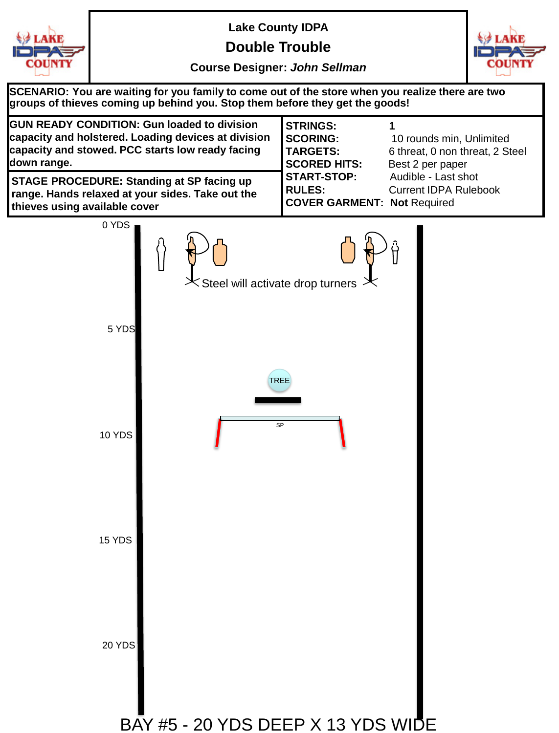# Lake County IDPA

## Double Trouble

**Course Designer:** ***John Sellman***

**SCENARIO: You are waiting for you family to come out of the store when you realize there are two groups of thieves coming up behind you. Stop them before they get the goods!**

**GUN READY CONDITION: Gun loaded to division capacity and holstered. Loading devices at division capacity and stowed. PCC starts low ready facing down range.**

**STAGE PROCEDURE: Standing at SP facing up range. Hands relaxed at your sides. Take out the thieves using available cover**

| | |
|---|---|
| **STRINGS:** | **1** |
| **SCORING:** | 10 rounds min, Unlimited |
| **TARGETS:** | 6 threat, 0 non threat, 2 Steel |
| **SCORED HITS:** | Best 2 per paper |
| **START-STOP:** | Audible - Last shot |
| **RULES:** | Current IDPA Rulebook |
| **COVER GARMENT:** | **Not** Required |

0 YDS

Steel will activate drop turners

5 YDS

TREE

SP

10 YDS

15 YDS

20 YDS

BAY #5 - 20 YDS DEEP X 13 YDS WIDE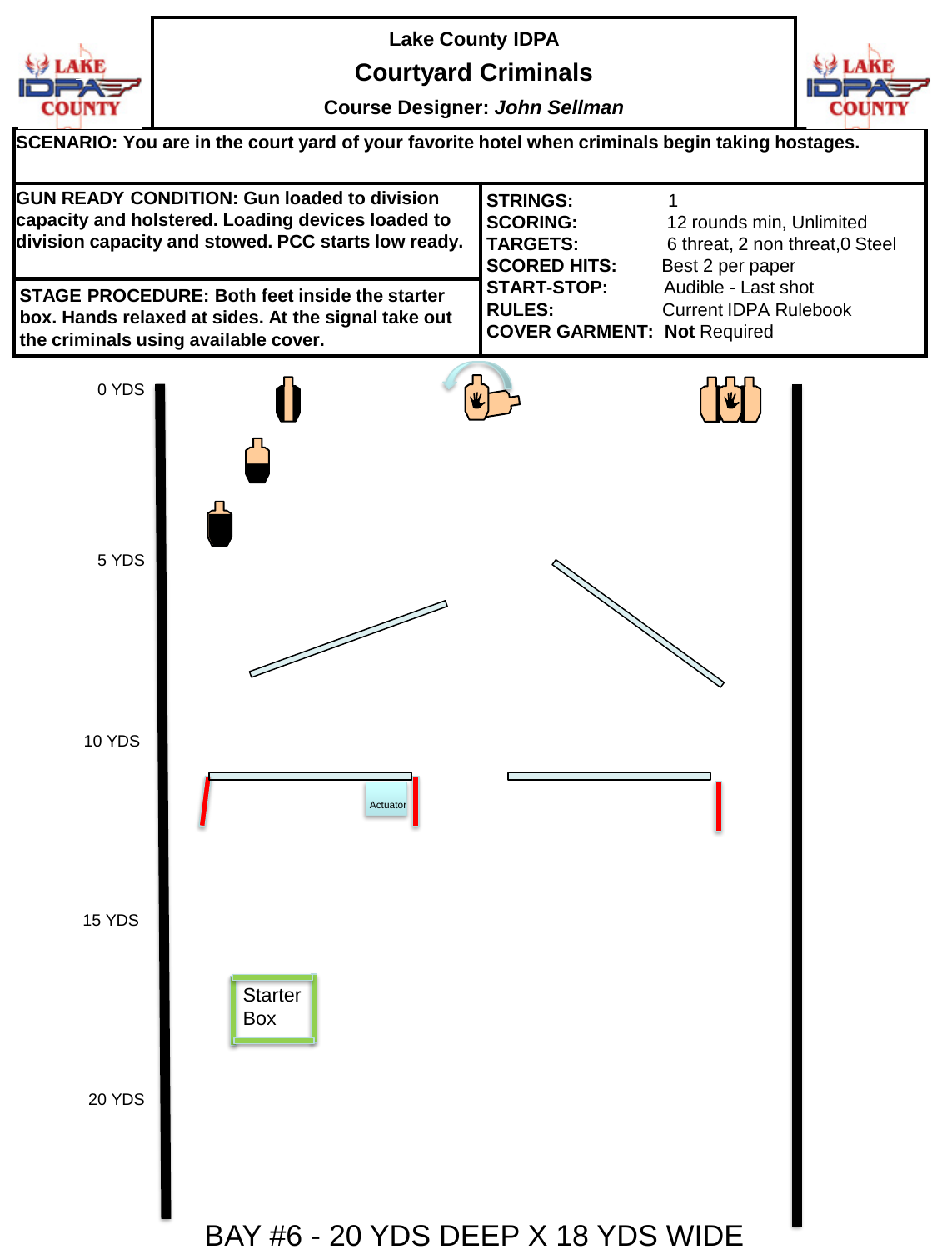Lake County IDPA

# Courtyard Criminals

Course Designer: *John Sellman*

**SCENARIO: You are in the court yard of your favorite hotel when criminals begin taking hostages.**

**GUN READY CONDITION: Gun loaded to division capacity and holstered. Loading devices loaded to division capacity and stowed. PCC starts low ready.**

**STAGE PROCEDURE: Both feet inside the starter box. Hands relaxed at sides. At the signal take out the criminals using available cover.**

| | |
|---|---|
| **STRINGS:** | 1 |
| **SCORING:** | 12 rounds min, Unlimited |
| **TARGETS:** | 6 threat, 2 non threat,0 Steel |
| **SCORED HITS:** | Best 2 per paper |
| **START-STOP:** | Audible - Last shot |
| **RULES:** | Current IDPA Rulebook |
| **COVER GARMENT:** | **Not** Required |

0 YDS

5 YDS

10 YDS

Actuator

15 YDS

Starter Box

20 YDS

BAY #6 - 20 YDS DEEP X 18 YDS WIDE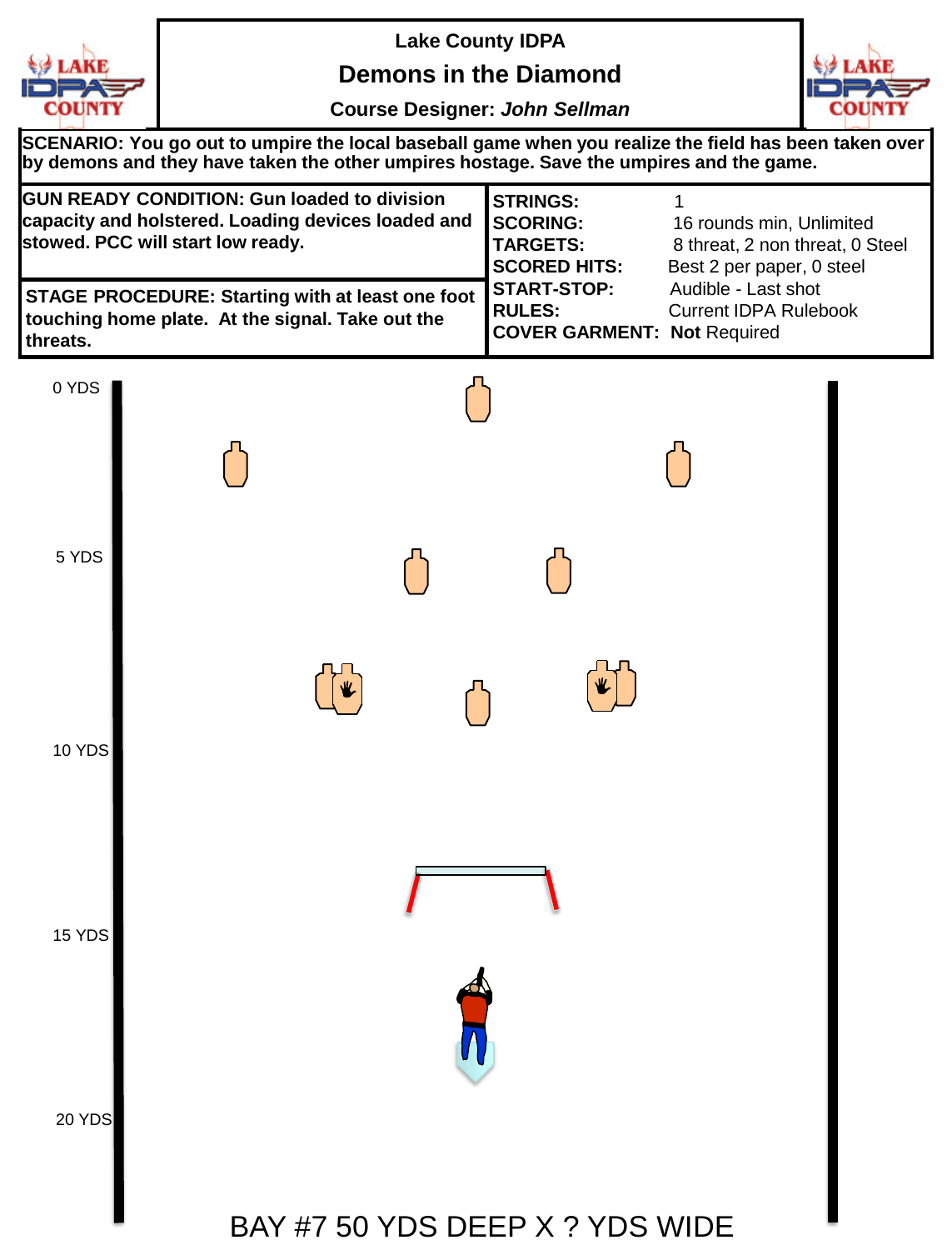# Lake County IDPA

## Demons in the Diamond

**Course Designer:** *John Sellman*

**SCENARIO: You go out to umpire the local baseball game when you realize the field has been taken over by demons and they have taken the other umpires hostage. Save the umpires and the game.**

**GUN READY CONDITION: Gun loaded to division capacity and holstered. Loading devices loaded and stowed. PCC will start low ready.**

**STAGE PROCEDURE: Starting with at least one foot touching home plate. At the signal. Take out the threats.**

| | |
|---|---|
| **STRINGS:** | 1 |
| **SCORING:** | 16 rounds min, Unlimited |
| **TARGETS:** | 8 threat, 2 non threat, 0 Steel |
| **SCORED HITS:** | Best 2 per paper, 0 steel |
| **START-STOP:** | Audible - Last shot |
| **RULES:** | Current IDPA Rulebook |
| **COVER GARMENT:** | **Not** Required |

0 YDS

5 YDS

10 YDS

15 YDS

20 YDS

BAY #7 50 YDS DEEP X ? YDS WIDE